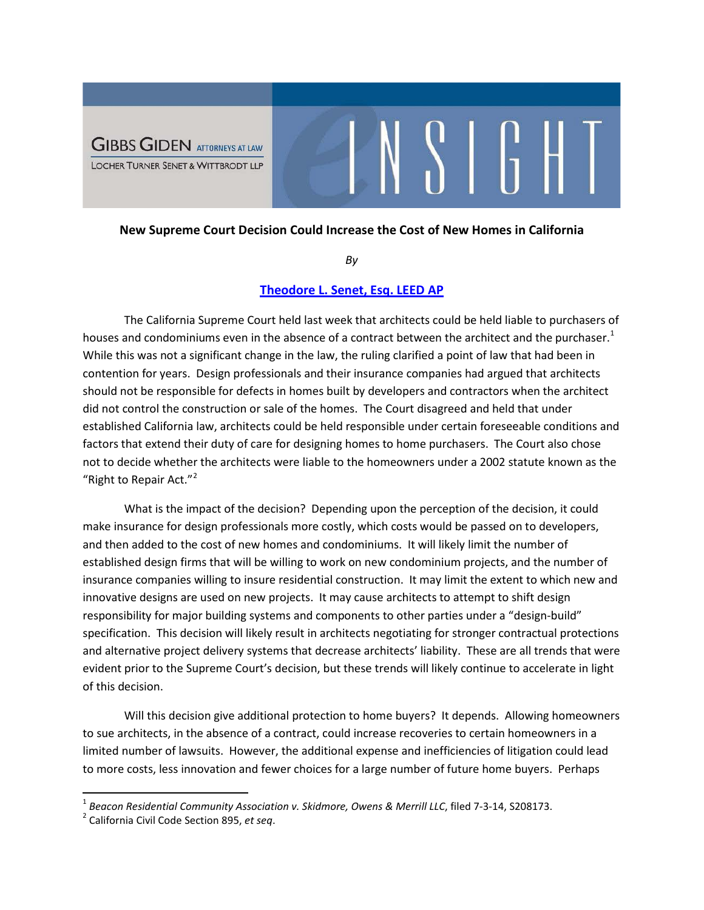GIBBS GIDEN ATTORNEYS AT LAW
LOCHER TURNER SENET & WITTBRODT LLP

eINSIGHT

**New Supreme Court Decision Could Increase the Cost of New Homes in California**

*By*

**Theodore L. Senet, Esq. LEED AP**

The California Supreme Court held last week that architects could be held liable to purchasers of houses and condominiums even in the absence of a contract between the architect and the purchaser.[1] While this was not a significant change in the law, the ruling clarified a point of law that had been in contention for years. Design professionals and their insurance companies had argued that architects should not be responsible for defects in homes built by developers and contractors when the architect did not control the construction or sale of the homes. The Court disagreed and held that under established California law, architects could be held responsible under certain foreseeable conditions and factors that extend their duty of care for designing homes to home purchasers. The Court also chose not to decide whether the architects were liable to the homeowners under a 2002 statute known as the "Right to Repair Act."[2]

What is the impact of the decision? Depending upon the perception of the decision, it could make insurance for design professionals more costly, which costs would be passed on to developers, and then added to the cost of new homes and condominiums. It will likely limit the number of established design firms that will be willing to work on new condominium projects, and the number of insurance companies willing to insure residential construction. It may limit the extent to which new and innovative designs are used on new projects. It may cause architects to attempt to shift design responsibility for major building systems and components to other parties under a "design-build" specification. This decision will likely result in architects negotiating for stronger contractual protections and alternative project delivery systems that decrease architects' liability. These are all trends that were evident prior to the Supreme Court's decision, but these trends will likely continue to accelerate in light of this decision.

Will this decision give additional protection to home buyers? It depends. Allowing homeowners to sue architects, in the absence of a contract, could increase recoveries to certain homeowners in a limited number of lawsuits. However, the additional expense and inefficiencies of litigation could lead to more costs, less innovation and fewer choices for a large number of future home buyers. Perhaps

---

[1] *Beacon Residential Community Association v. Skidmore, Owens & Merrill LLC*, filed 7-3-14, S208173.

[2] California Civil Code Section 895, *et seq*.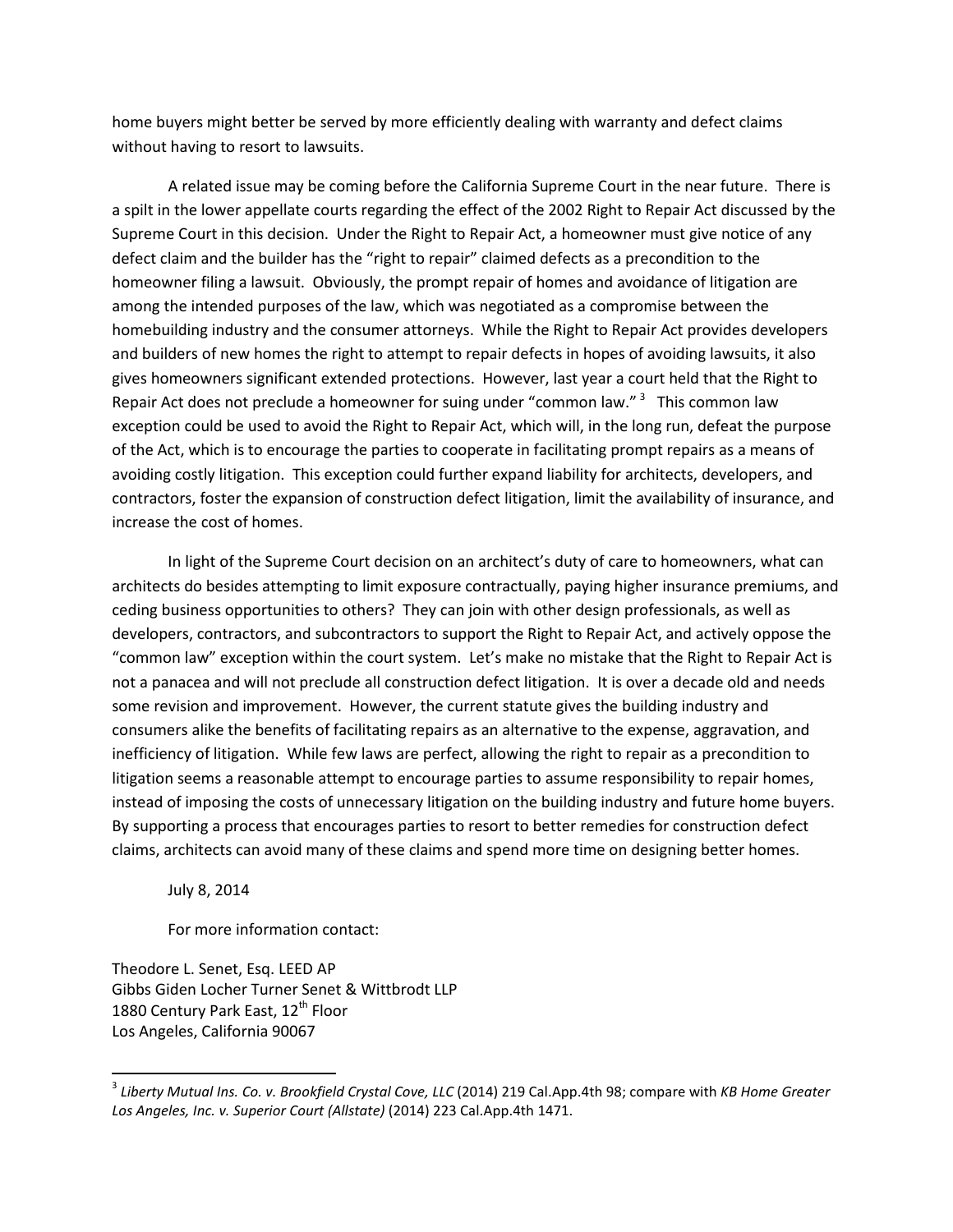home buyers might better be served by more efficiently dealing with warranty and defect claims without having to resort to lawsuits.

A related issue may be coming before the California Supreme Court in the near future. There is a spilt in the lower appellate courts regarding the effect of the 2002 Right to Repair Act discussed by the Supreme Court in this decision. Under the Right to Repair Act, a homeowner must give notice of any defect claim and the builder has the "right to repair" claimed defects as a precondition to the homeowner filing a lawsuit. Obviously, the prompt repair of homes and avoidance of litigation are among the intended purposes of the law, which was negotiated as a compromise between the homebuilding industry and the consumer attorneys. While the Right to Repair Act provides developers and builders of new homes the right to attempt to repair defects in hopes of avoiding lawsuits, it also gives homeowners significant extended protections. However, last year a court held that the Right to Repair Act does not preclude a homeowner for suing under "common law."[3] This common law exception could be used to avoid the Right to Repair Act, which will, in the long run, defeat the purpose of the Act, which is to encourage the parties to cooperate in facilitating prompt repairs as a means of avoiding costly litigation. This exception could further expand liability for architects, developers, and contractors, foster the expansion of construction defect litigation, limit the availability of insurance, and increase the cost of homes.

In light of the Supreme Court decision on an architect's duty of care to homeowners, what can architects do besides attempting to limit exposure contractually, paying higher insurance premiums, and ceding business opportunities to others? They can join with other design professionals, as well as developers, contractors, and subcontractors to support the Right to Repair Act, and actively oppose the "common law" exception within the court system. Let's make no mistake that the Right to Repair Act is not a panacea and will not preclude all construction defect litigation. It is over a decade old and needs some revision and improvement. However, the current statute gives the building industry and consumers alike the benefits of facilitating repairs as an alternative to the expense, aggravation, and inefficiency of litigation. While few laws are perfect, allowing the right to repair as a precondition to litigation seems a reasonable attempt to encourage parties to assume responsibility to repair homes, instead of imposing the costs of unnecessary litigation on the building industry and future home buyers. By supporting a process that encourages parties to resort to better remedies for construction defect claims, architects can avoid many of these claims and spend more time on designing better homes.

July 8, 2014

For more information contact:

Theodore L. Senet, Esq. LEED AP
Gibbs Giden Locher Turner Senet & Wittbrodt LLP
1880 Century Park East, 12th Floor
Los Angeles, California 90067

---

[3] *Liberty Mutual Ins. Co. v. Brookfield Crystal Cove, LLC* (2014) 219 Cal.App.4th 98; compare with *KB Home Greater Los Angeles, Inc. v. Superior Court (Allstate)* (2014) 223 Cal.App.4th 1471.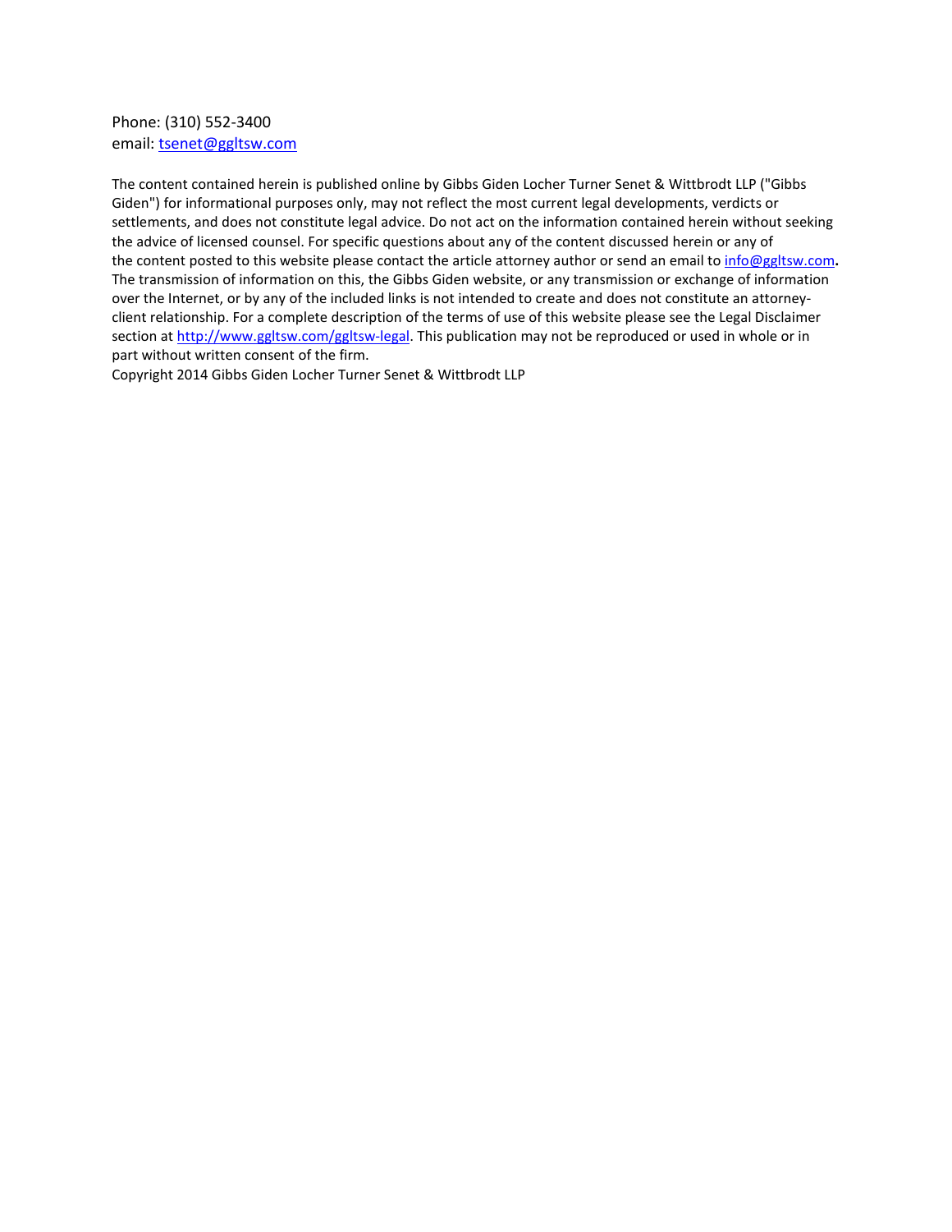Phone: (310) 552-3400
email: tsenet@ggltsw.com

The content contained herein is published online by Gibbs Giden Locher Turner Senet & Wittbrodt LLP ("Gibbs Giden") for informational purposes only, may not reflect the most current legal developments, verdicts or settlements, and does not constitute legal advice. Do not act on the information contained herein without seeking the advice of licensed counsel. For specific questions about any of the content discussed herein or any of the content posted to this website please contact the article attorney author or send an email to info@ggltsw.com. The transmission of information on this, the Gibbs Giden website, or any transmission or exchange of information over the Internet, or by any of the included links is not intended to create and does not constitute an attorney-client relationship. For a complete description of the terms of use of this website please see the Legal Disclaimer section at http://www.ggltsw.com/ggltsw-legal. This publication may not be reproduced or used in whole or in part without written consent of the firm.
Copyright 2014 Gibbs Giden Locher Turner Senet & Wittbrodt LLP